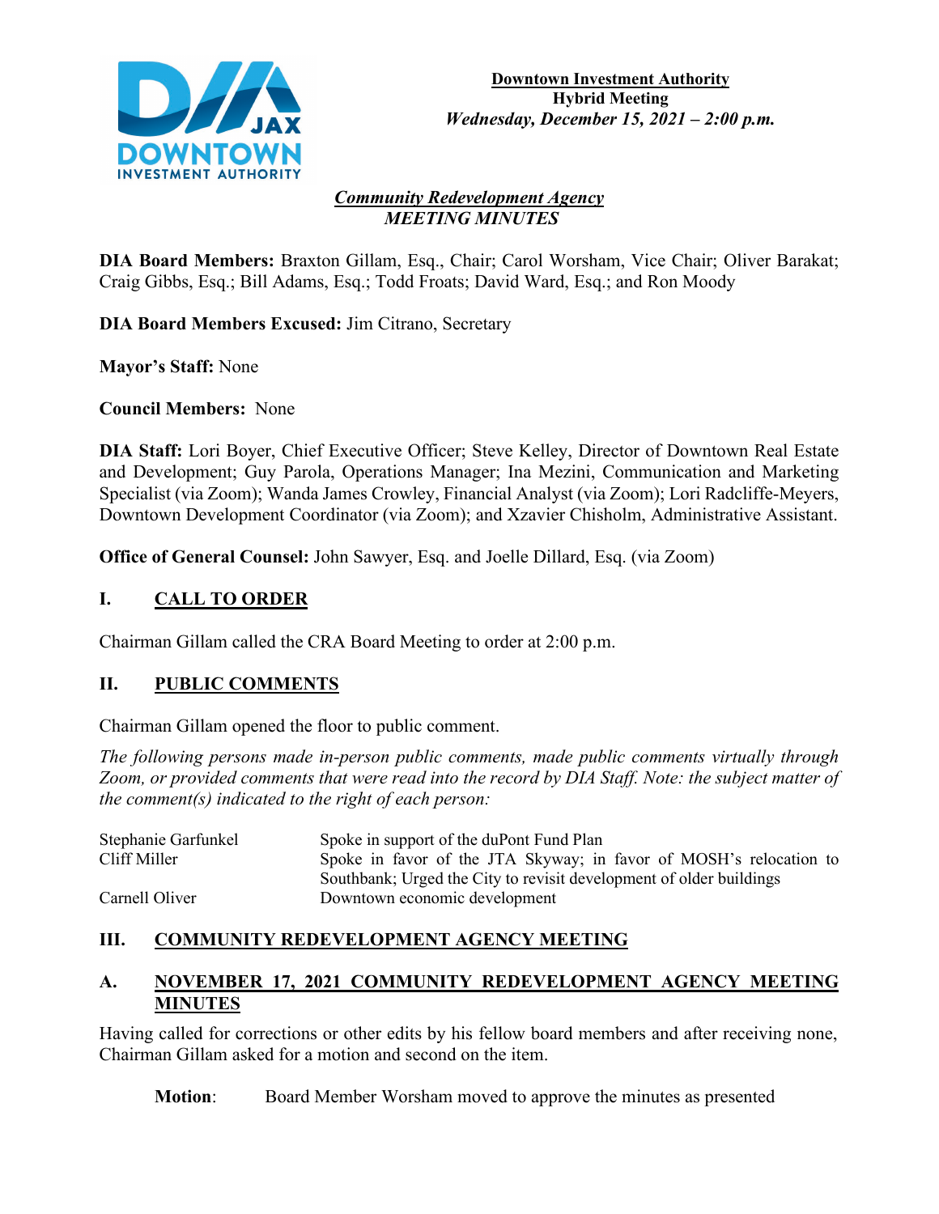**Downtown Investment Authority**
**Hybrid Meeting**
***Wednesday, December 15, 2021 – 2:00 p.m.***

***Community Redevelopment Agency***
***MEETING MINUTES***

**DIA Board Members:** Braxton Gillam, Esq., Chair; Carol Worsham, Vice Chair; Oliver Barakat; Craig Gibbs, Esq.; Bill Adams, Esq.; Todd Froats; David Ward, Esq.; and Ron Moody

**DIA Board Members Excused:** Jim Citrano, Secretary

**Mayor's Staff:** None

**Council Members:** None

**DIA Staff:** Lori Boyer, Chief Executive Officer; Steve Kelley, Director of Downtown Real Estate and Development; Guy Parola, Operations Manager; Ina Mezini, Communication and Marketing Specialist (via Zoom); Wanda James Crowley, Financial Analyst (via Zoom); Lori Radcliffe-Meyers, Downtown Development Coordinator (via Zoom); and Xzavier Chisholm, Administrative Assistant.

**Office of General Counsel:** John Sawyer, Esq. and Joelle Dillard, Esq. (via Zoom)

## I. CALL TO ORDER

Chairman Gillam called the CRA Board Meeting to order at 2:00 p.m.

## II. PUBLIC COMMENTS

Chairman Gillam opened the floor to public comment.

*The following persons made in-person public comments, made public comments virtually through Zoom, or provided comments that were read into the record by DIA Staff. Note: the subject matter of the comment(s) indicated to the right of each person:*

| | |
|---|---|
| Stephanie Garfunkel | Spoke in support of the duPont Fund Plan |
| Cliff Miller | Spoke in favor of the JTA Skyway; in favor of MOSH's relocation to Southbank; Urged the City to revisit development of older buildings |
| Carnell Oliver | Downtown economic development |

## III. COMMUNITY REDEVELOPMENT AGENCY MEETING

### A. NOVEMBER 17, 2021 COMMUNITY REDEVELOPMENT AGENCY MEETING MINUTES

Having called for corrections or other edits by his fellow board members and after receiving none, Chairman Gillam asked for a motion and second on the item.

**Motion**: Board Member Worsham moved to approve the minutes as presented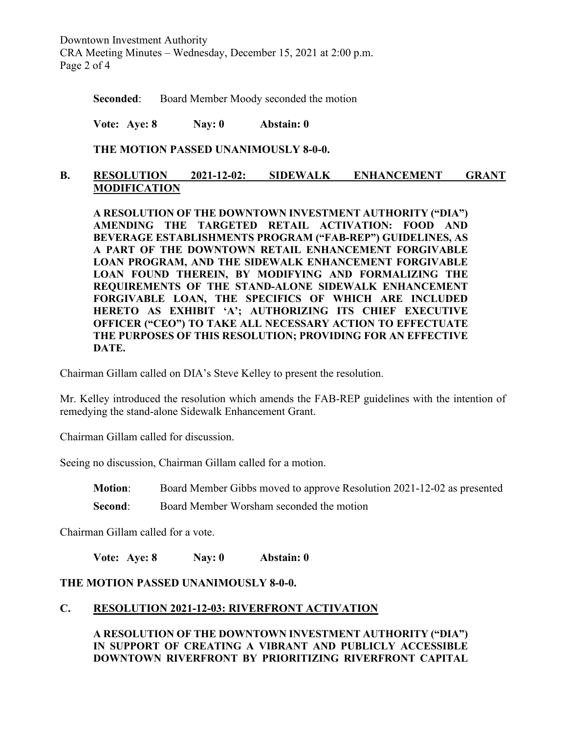**Seconded**: Board Member Moody seconded the motion

**Vote: Aye: 8 Nay: 0 Abstain: 0**

**THE MOTION PASSED UNANIMOUSLY 8-0-0.**

## B. RESOLUTION 2021-12-02: SIDEWALK ENHANCEMENT GRANT MODIFICATION

**A RESOLUTION OF THE DOWNTOWN INVESTMENT AUTHORITY ("DIA") AMENDING THE TARGETED RETAIL ACTIVATION: FOOD AND BEVERAGE ESTABLISHMENTS PROGRAM ("FAB-REP") GUIDELINES, AS A PART OF THE DOWNTOWN RETAIL ENHANCEMENT FORGIVABLE LOAN PROGRAM, AND THE SIDEWALK ENHANCEMENT FORGIVABLE LOAN FOUND THEREIN, BY MODIFYING AND FORMALIZING THE REQUIREMENTS OF THE STAND-ALONE SIDEWALK ENHANCEMENT FORGIVABLE LOAN, THE SPECIFICS OF WHICH ARE INCLUDED HERETO AS EXHIBIT 'A'; AUTHORIZING ITS CHIEF EXECUTIVE OFFICER ("CEO") TO TAKE ALL NECESSARY ACTION TO EFFECTUATE THE PURPOSES OF THIS RESOLUTION; PROVIDING FOR AN EFFECTIVE DATE.**

Chairman Gillam called on DIA's Steve Kelley to present the resolution.

Mr. Kelley introduced the resolution which amends the FAB-REP guidelines with the intention of remedying the stand-alone Sidewalk Enhancement Grant.

Chairman Gillam called for discussion.

Seeing no discussion, Chairman Gillam called for a motion.

**Motion**: Board Member Gibbs moved to approve Resolution 2021-12-02 as presented

**Second**: Board Member Worsham seconded the motion

Chairman Gillam called for a vote.

**Vote: Aye: 8 Nay: 0 Abstain: 0**

**THE MOTION PASSED UNANIMOUSLY 8-0-0.**

## C. RESOLUTION 2021-12-03: RIVERFRONT ACTIVATION

**A RESOLUTION OF THE DOWNTOWN INVESTMENT AUTHORITY ("DIA") IN SUPPORT OF CREATING A VIBRANT AND PUBLICLY ACCESSIBLE DOWNTOWN RIVERFRONT BY PRIORITIZING RIVERFRONT CAPITAL**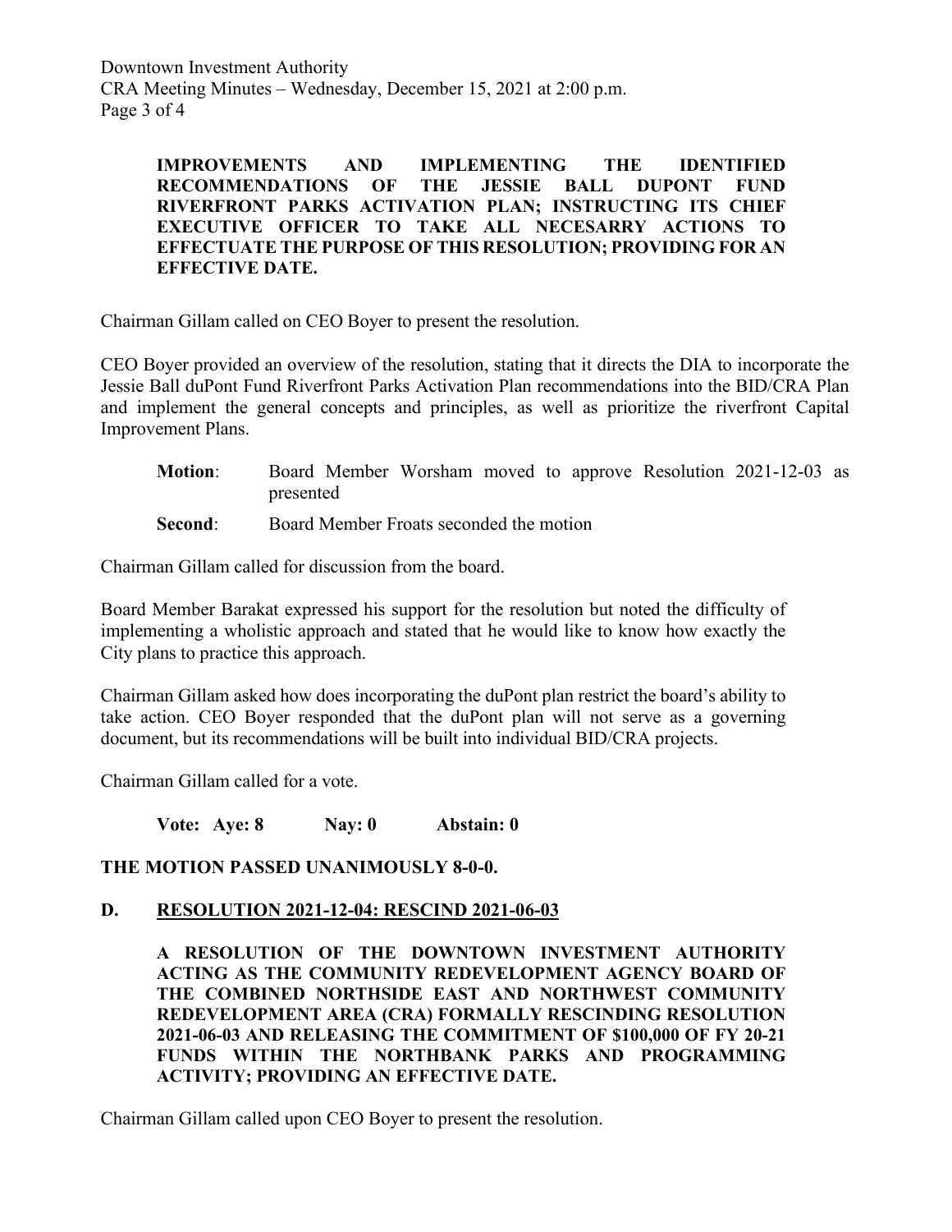**IMPROVEMENTS AND IMPLEMENTING THE IDENTIFIED RECOMMENDATIONS OF THE JESSIE BALL DUPONT FUND RIVERFRONT PARKS ACTIVATION PLAN; INSTRUCTING ITS CHIEF EXECUTIVE OFFICER TO TAKE ALL NECESARRY ACTIONS TO EFFECTUATE THE PURPOSE OF THIS RESOLUTION; PROVIDING FOR AN EFFECTIVE DATE.**

Chairman Gillam called on CEO Boyer to present the resolution.

CEO Boyer provided an overview of the resolution, stating that it directs the DIA to incorporate the Jessie Ball duPont Fund Riverfront Parks Activation Plan recommendations into the BID/CRA Plan and implement the general concepts and principles, as well as prioritize the riverfront Capital Improvement Plans.

**Motion**: Board Member Worsham moved to approve Resolution 2021-12-03 as presented

**Second**: Board Member Froats seconded the motion

Chairman Gillam called for discussion from the board.

Board Member Barakat expressed his support for the resolution but noted the difficulty of implementing a wholistic approach and stated that he would like to know how exactly the City plans to practice this approach.

Chairman Gillam asked how does incorporating the duPont plan restrict the board's ability to take action. CEO Boyer responded that the duPont plan will not serve as a governing document, but its recommendations will be built into individual BID/CRA projects.

Chairman Gillam called for a vote.

**Vote: Aye: 8 Nay: 0 Abstain: 0**

**THE MOTION PASSED UNANIMOUSLY 8-0-0.**

## D. RESOLUTION 2021-12-04: RESCIND 2021-06-03

**A RESOLUTION OF THE DOWNTOWN INVESTMENT AUTHORITY ACTING AS THE COMMUNITY REDEVELOPMENT AGENCY BOARD OF THE COMBINED NORTHSIDE EAST AND NORTHWEST COMMUNITY REDEVELOPMENT AREA (CRA) FORMALLY RESCINDING RESOLUTION 2021-06-03 AND RELEASING THE COMMITMENT OF $100,000 OF FY 20-21 FUNDS WITHIN THE NORTHBANK PARKS AND PROGRAMMING ACTIVITY; PROVIDING AN EFFECTIVE DATE.**

Chairman Gillam called upon CEO Boyer to present the resolution.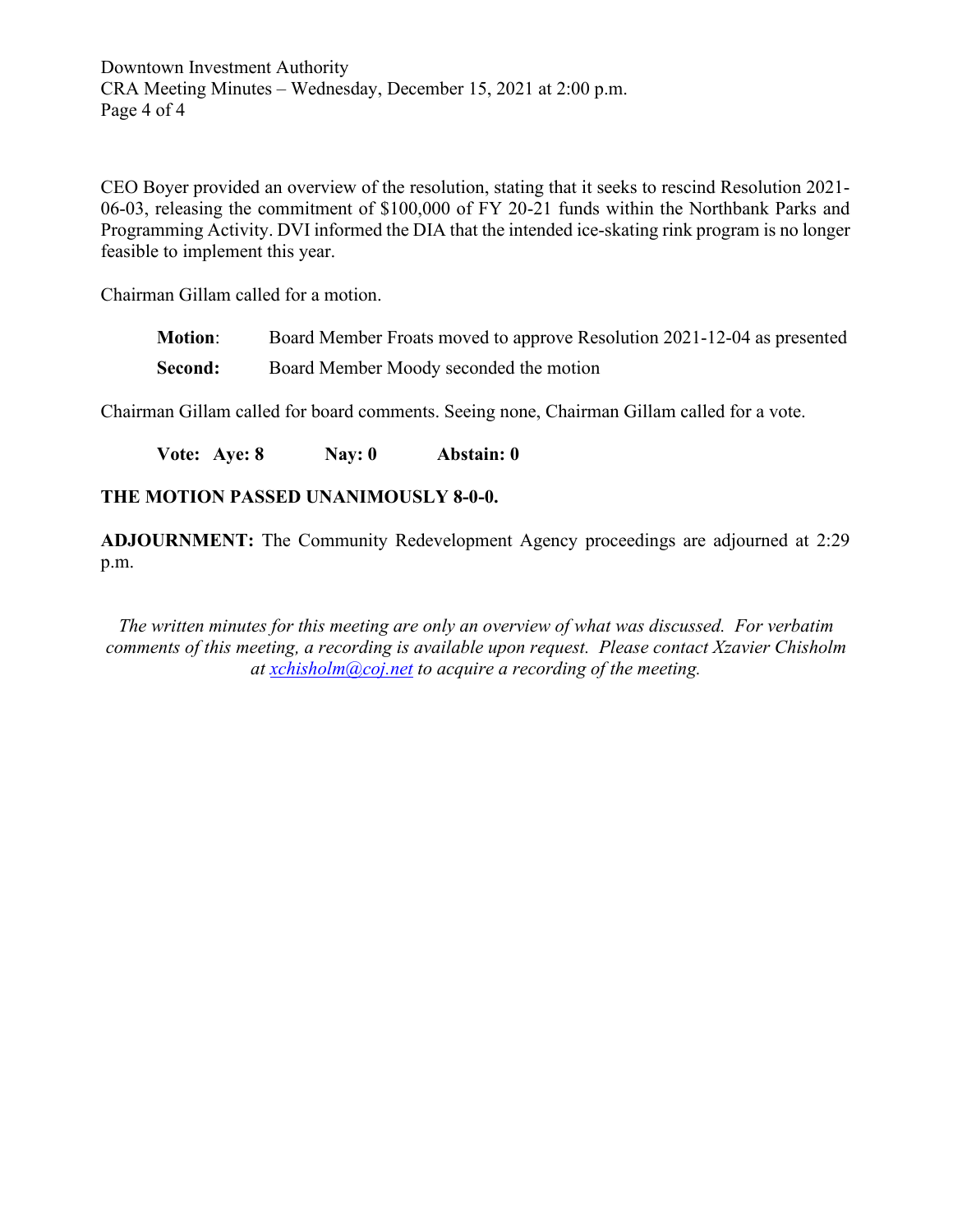CEO Boyer provided an overview of the resolution, stating that it seeks to rescind Resolution 2021-06-03, releasing the commitment of $100,000 of FY 20-21 funds within the Northbank Parks and Programming Activity. DVI informed the DIA that the intended ice-skating rink program is no longer feasible to implement this year.

Chairman Gillam called for a motion.

> **Motion**: Board Member Froats moved to approve Resolution 2021-12-04 as presented
>
> **Second:** Board Member Moody seconded the motion

Chairman Gillam called for board comments. Seeing none, Chairman Gillam called for a vote.

> **Vote: Aye: 8 Nay: 0 Abstain: 0**

**THE MOTION PASSED UNANIMOUSLY 8-0-0.**

**ADJOURNMENT:** The Community Redevelopment Agency proceedings are adjourned at 2:29 p.m.

*The written minutes for this meeting are only an overview of what was discussed. For verbatim comments of this meeting, a recording is available upon request. Please contact Xzavier Chisholm at xchisholm@coj.net to acquire a recording of the meeting.*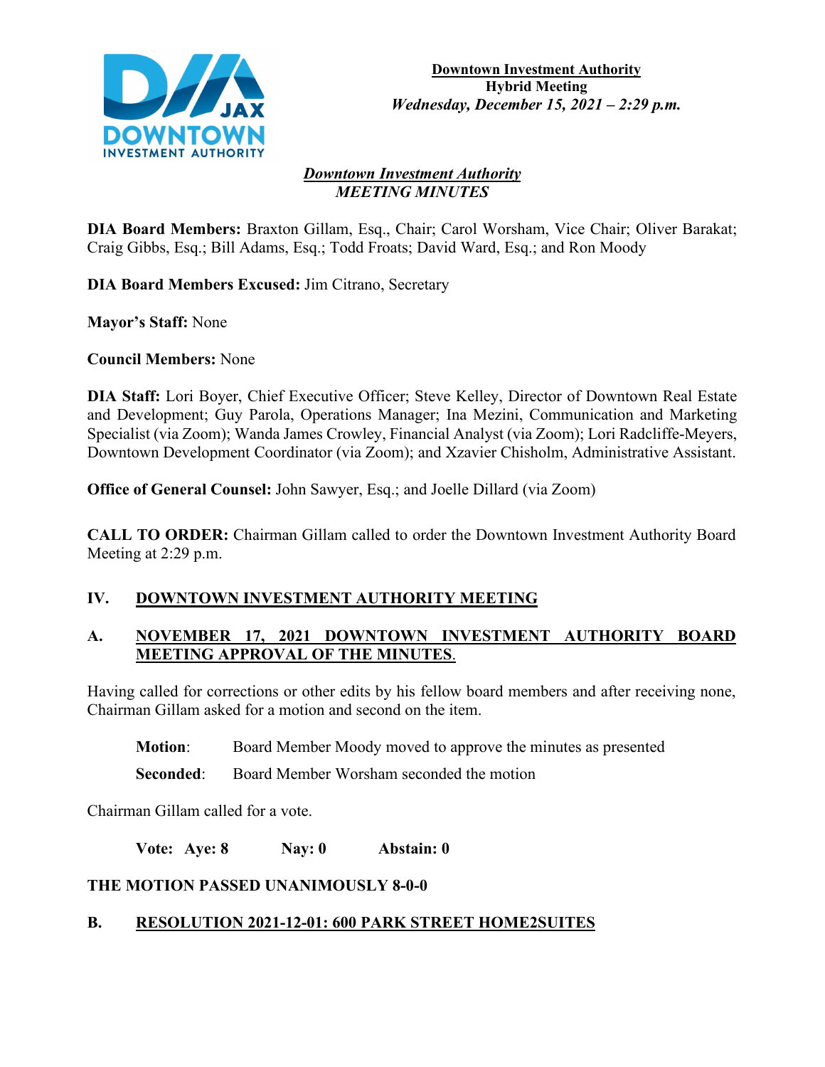**Downtown Investment Authority**
**Hybrid Meeting**
***Wednesday, December 15, 2021 – 2:29 p.m.***

***Downtown Investment Authority***
***MEETING MINUTES***

**DIA Board Members:** Braxton Gillam, Esq., Chair; Carol Worsham, Vice Chair; Oliver Barakat; Craig Gibbs, Esq.; Bill Adams, Esq.; Todd Froats; David Ward, Esq.; and Ron Moody

**DIA Board Members Excused:** Jim Citrano, Secretary

**Mayor's Staff:** None

**Council Members:** None

**DIA Staff:** Lori Boyer, Chief Executive Officer; Steve Kelley, Director of Downtown Real Estate and Development; Guy Parola, Operations Manager; Ina Mezini, Communication and Marketing Specialist (via Zoom); Wanda James Crowley, Financial Analyst (via Zoom); Lori Radcliffe-Meyers, Downtown Development Coordinator (via Zoom); and Xzavier Chisholm, Administrative Assistant.

**Office of General Counsel:** John Sawyer, Esq.; and Joelle Dillard (via Zoom)

**CALL TO ORDER:** Chairman Gillam called to order the Downtown Investment Authority Board Meeting at 2:29 p.m.

## IV. DOWNTOWN INVESTMENT AUTHORITY MEETING

### A. NOVEMBER 17, 2021 DOWNTOWN INVESTMENT AUTHORITY BOARD MEETING APPROVAL OF THE MINUTES.

Having called for corrections or other edits by his fellow board members and after receiving none, Chairman Gillam asked for a motion and second on the item.

**Motion**: Board Member Moody moved to approve the minutes as presented

**Seconded**: Board Member Worsham seconded the motion

Chairman Gillam called for a vote.

**Vote: Aye: 8 Nay: 0 Abstain: 0**

**THE MOTION PASSED UNANIMOUSLY 8-0-0**

### B. RESOLUTION 2021-12-01: 600 PARK STREET HOME2SUITES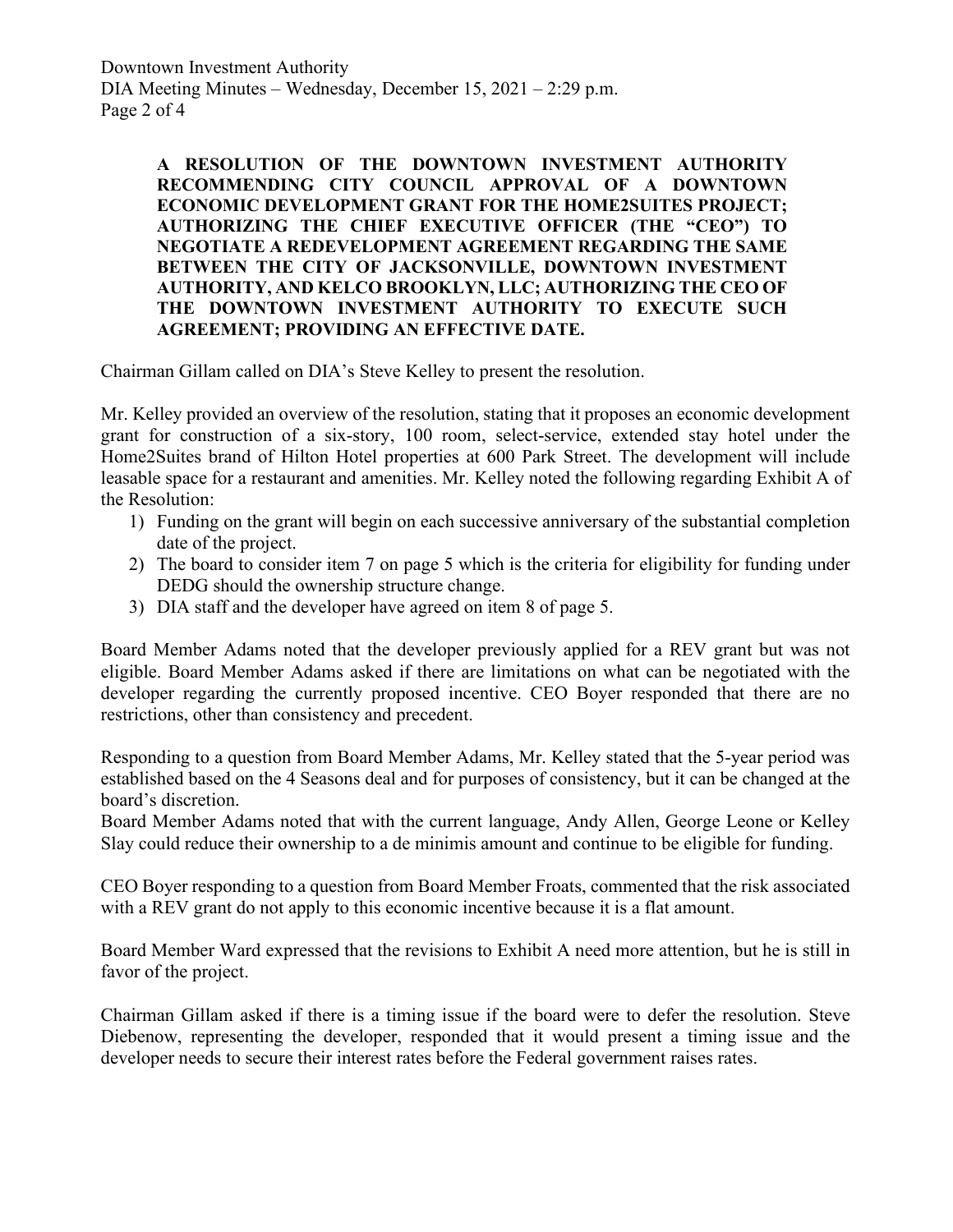**A RESOLUTION OF THE DOWNTOWN INVESTMENT AUTHORITY RECOMMENDING CITY COUNCIL APPROVAL OF A DOWNTOWN ECONOMIC DEVELOPMENT GRANT FOR THE HOME2SUITES PROJECT; AUTHORIZING THE CHIEF EXECUTIVE OFFICER (THE "CEO") TO NEGOTIATE A REDEVELOPMENT AGREEMENT REGARDING THE SAME BETWEEN THE CITY OF JACKSONVILLE, DOWNTOWN INVESTMENT AUTHORITY, AND KELCO BROOKLYN, LLC; AUTHORIZING THE CEO OF THE DOWNTOWN INVESTMENT AUTHORITY TO EXECUTE SUCH AGREEMENT; PROVIDING AN EFFECTIVE DATE.**

Chairman Gillam called on DIA's Steve Kelley to present the resolution.

Mr. Kelley provided an overview of the resolution, stating that it proposes an economic development grant for construction of a six-story, 100 room, select-service, extended stay hotel under the Home2Suites brand of Hilton Hotel properties at 600 Park Street. The development will include leasable space for a restaurant and amenities. Mr. Kelley noted the following regarding Exhibit A of the Resolution:

1) Funding on the grant will begin on each successive anniversary of the substantial completion date of the project.
2) The board to consider item 7 on page 5 which is the criteria for eligibility for funding under DEDG should the ownership structure change.
3) DIA staff and the developer have agreed on item 8 of page 5.

Board Member Adams noted that the developer previously applied for a REV grant but was not eligible. Board Member Adams asked if there are limitations on what can be negotiated with the developer regarding the currently proposed incentive. CEO Boyer responded that there are no restrictions, other than consistency and precedent.

Responding to a question from Board Member Adams, Mr. Kelley stated that the 5-year period was established based on the 4 Seasons deal and for purposes of consistency, but it can be changed at the board's discretion.

Board Member Adams noted that with the current language, Andy Allen, George Leone or Kelley Slay could reduce their ownership to a de minimis amount and continue to be eligible for funding.

CEO Boyer responding to a question from Board Member Froats, commented that the risk associated with a REV grant do not apply to this economic incentive because it is a flat amount.

Board Member Ward expressed that the revisions to Exhibit A need more attention, but he is still in favor of the project.

Chairman Gillam asked if there is a timing issue if the board were to defer the resolution. Steve Diebenow, representing the developer, responded that it would present a timing issue and the developer needs to secure their interest rates before the Federal government raises rates.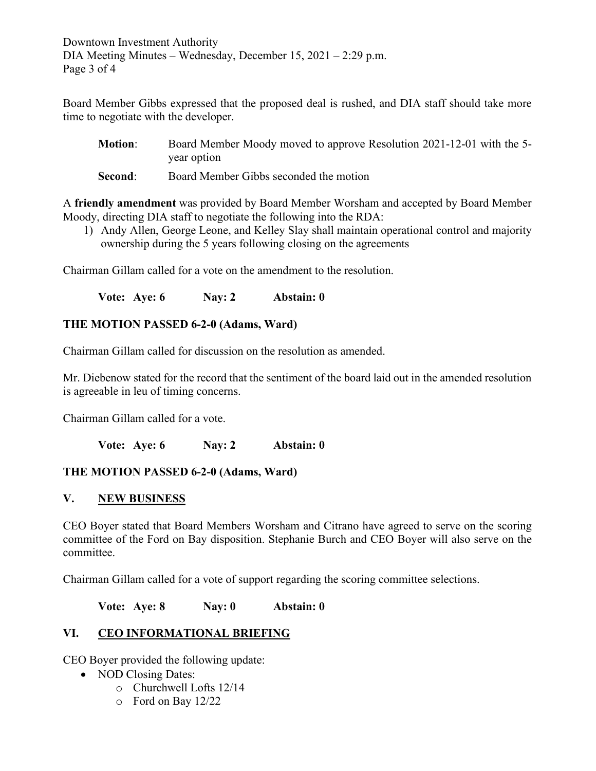Board Member Gibbs expressed that the proposed deal is rushed, and DIA staff should take more time to negotiate with the developer.

**Motion**: Board Member Moody moved to approve Resolution 2021-12-01 with the 5-year option

**Second**: Board Member Gibbs seconded the motion

A **friendly amendment** was provided by Board Member Worsham and accepted by Board Member Moody, directing DIA staff to negotiate the following into the RDA:

1) Andy Allen, George Leone, and Kelley Slay shall maintain operational control and majority ownership during the 5 years following closing on the agreements

Chairman Gillam called for a vote on the amendment to the resolution.

**Vote: Aye: 6 Nay: 2 Abstain: 0**

**THE MOTION PASSED 6-2-0 (Adams, Ward)**

Chairman Gillam called for discussion on the resolution as amended.

Mr. Diebenow stated for the record that the sentiment of the board laid out in the amended resolution is agreeable in leu of timing concerns.

Chairman Gillam called for a vote.

**Vote: Aye: 6 Nay: 2 Abstain: 0**

**THE MOTION PASSED 6-2-0 (Adams, Ward)**

## V. NEW BUSINESS

CEO Boyer stated that Board Members Worsham and Citrano have agreed to serve on the scoring committee of the Ford on Bay disposition. Stephanie Burch and CEO Boyer will also serve on the committee.

Chairman Gillam called for a vote of support regarding the scoring committee selections.

**Vote: Aye: 8 Nay: 0 Abstain: 0**

## VI. CEO INFORMATIONAL BRIEFING

CEO Boyer provided the following update:

- NOD Closing Dates:
  - Churchwell Lofts 12/14
  - Ford on Bay 12/22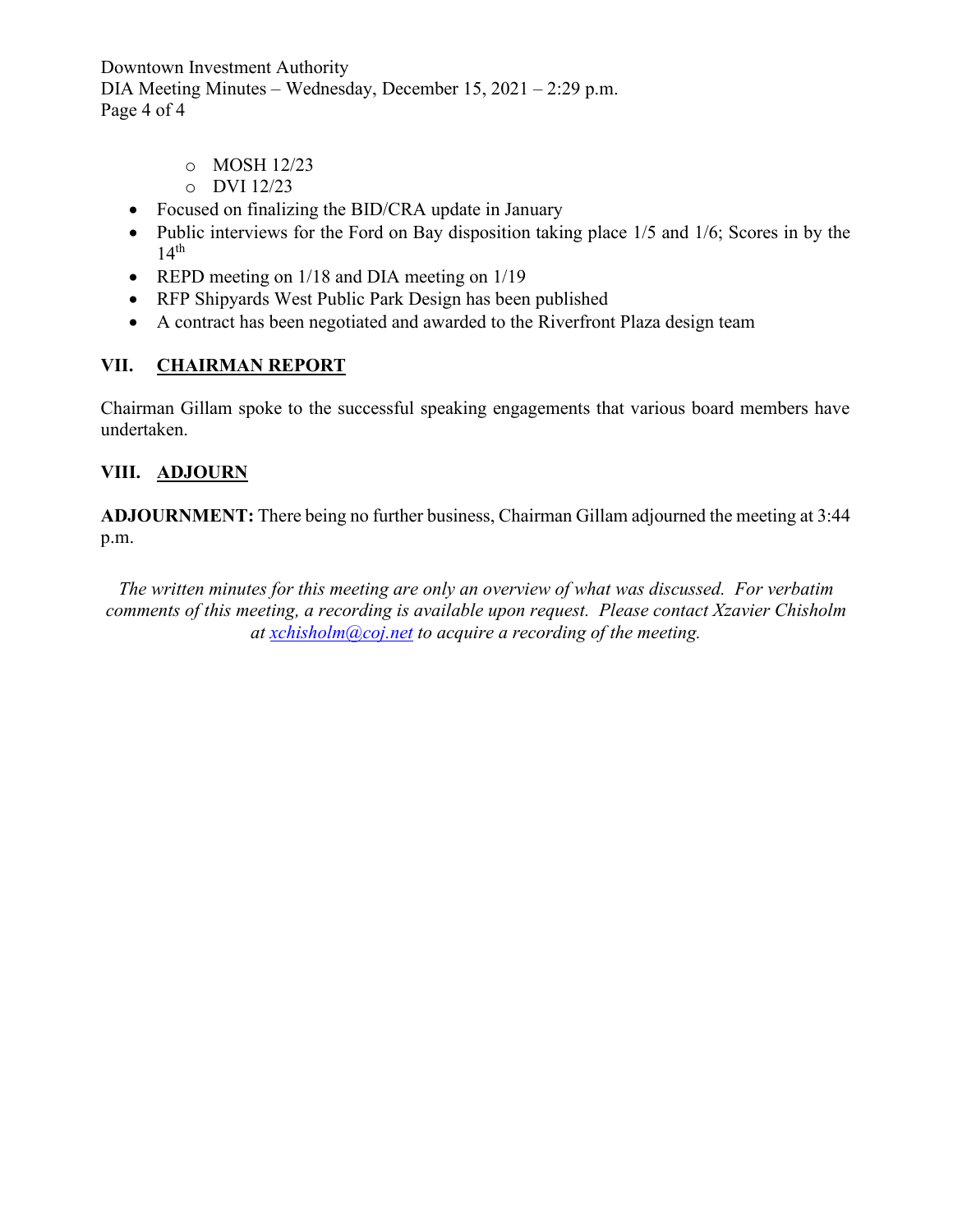- MOSH 12/23
    - DVI 12/23
- Focused on finalizing the BID/CRA update in January
- Public interviews for the Ford on Bay disposition taking place 1/5 and 1/6; Scores in by the 14th
- REPD meeting on 1/18 and DIA meeting on 1/19
- RFP Shipyards West Public Park Design has been published
- A contract has been negotiated and awarded to the Riverfront Plaza design team

## VII. CHAIRMAN REPORT

Chairman Gillam spoke to the successful speaking engagements that various board members have undertaken.

## VIII. ADJOURN

**ADJOURNMENT:** There being no further business, Chairman Gillam adjourned the meeting at 3:44 p.m.

*The written minutes for this meeting are only an overview of what was discussed. For verbatim comments of this meeting, a recording is available upon request. Please contact Xzavier Chisholm at [xchisholm@coj.net](mailto:xchisholm@coj.net) to acquire a recording of the meeting.*